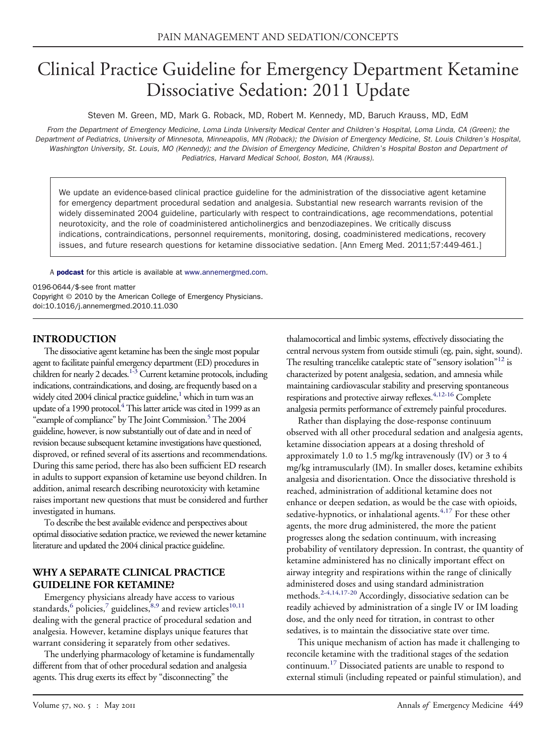# Clinical Practice Guideline for Emergency Department Ketamine Dissociative Sedation: 2011 Update

Steven M. Green, MD, Mark G. Roback, MD, Robert M. Kennedy, MD, Baruch Krauss, MD, EdM

*From the Department of Emergency Medicine, Loma Linda University Medical Center and Children's Hospital, Loma Linda, CA (Green); the Department of Pediatrics, University of Minnesota, Minneapolis, MN (Roback); the Division of Emergency Medicine, St. Louis Children's Hospital, Washington University, St. Louis, MO (Kennedy); and the Division of Emergency Medicine, Children's Hospital Boston and Department of Pediatrics, Harvard Medical School, Boston, MA (Krauss).*

We update an evidence-based clinical practice guideline for the administration of the dissociative agent ketamine for emergency department procedural sedation and analgesia. Substantial new research warrants revision of the widely disseminated 2004 guideline, particularly with respect to contraindications, age recommendations, potential neurotoxicity, and the role of coadministered anticholinergics and benzodiazepines. We critically discuss indications, contraindications, personnel requirements, monitoring, dosing, coadministered medications, recovery issues, and future research questions for ketamine dissociative sedation. [Ann Emerg Med. 2011;57:449-461.]

A **podcast** for this article is available at www.annemergmed.com.

0196-0644/$-see front matter
Copyright © 2010 by the American College of Emergency Physicians.
doi:10.1016/j.annemergmed.2010.11.030

## INTRODUCTION

The dissociative agent ketamine has been the single most popular agent to facilitate painful emergency department (ED) procedures in children for nearly 2 decades.[1-3] Current ketamine protocols, including indications, contraindications, and dosing, are frequently based on a widely cited 2004 clinical practice guideline,[1] which in turn was an update of a 1990 protocol.[4] This latter article was cited in 1999 as an "example of compliance" by The Joint Commission.[5] The 2004 guideline, however, is now substantially out of date and in need of revision because subsequent ketamine investigations have questioned, disproved, or refined several of its assertions and recommendations. During this same period, there has also been sufficient ED research in adults to support expansion of ketamine use beyond children. In addition, animal research describing neurotoxicity with ketamine raises important new questions that must be considered and further investigated in humans.

To describe the best available evidence and perspectives about optimal dissociative sedation practice, we reviewed the newer ketamine literature and updated the 2004 clinical practice guideline.

## WHY A SEPARATE CLINICAL PRACTICE GUIDELINE FOR KETAMINE?

Emergency physicians already have access to various standards,[6] policies,[7] guidelines,[8,9] and review articles[10,11] dealing with the general practice of procedural sedation and analgesia. However, ketamine displays unique features that warrant considering it separately from other sedatives.

The underlying pharmacology of ketamine is fundamentally different from that of other procedural sedation and analgesia agents. This drug exerts its effect by "disconnecting" the thalamocortical and limbic systems, effectively dissociating the central nervous system from outside stimuli (eg, pain, sight, sound). The resulting trancelike cataleptic state of "sensory isolation"[12] is characterized by potent analgesia, sedation, and amnesia while maintaining cardiovascular stability and preserving spontaneous respirations and protective airway reflexes.[4,12-16] Complete analgesia permits performance of extremely painful procedures.

Rather than displaying the dose-response continuum observed with all other procedural sedation and analgesia agents, ketamine dissociation appears at a dosing threshold of approximately 1.0 to 1.5 mg/kg intravenously (IV) or 3 to 4 mg/kg intramuscularly (IM). In smaller doses, ketamine exhibits analgesia and disorientation. Once the dissociative threshold is reached, administration of additional ketamine does not enhance or deepen sedation, as would be the case with opioids, sedative-hypnotics, or inhalational agents.[4,17] For these other agents, the more drug administered, the more the patient progresses along the sedation continuum, with increasing probability of ventilatory depression. In contrast, the quantity of ketamine administered has no clinically important effect on airway integrity and respirations within the range of clinically administered doses and using standard administration methods.[2-4,14,17-20] Accordingly, dissociative sedation can be readily achieved by administration of a single IV or IM loading dose, and the only need for titration, in contrast to other sedatives, is to maintain the dissociative state over time.

This unique mechanism of action has made it challenging to reconcile ketamine with the traditional stages of the sedation continuum.[17] Dissociated patients are unable to respond to external stimuli (including repeated or painful stimulation), and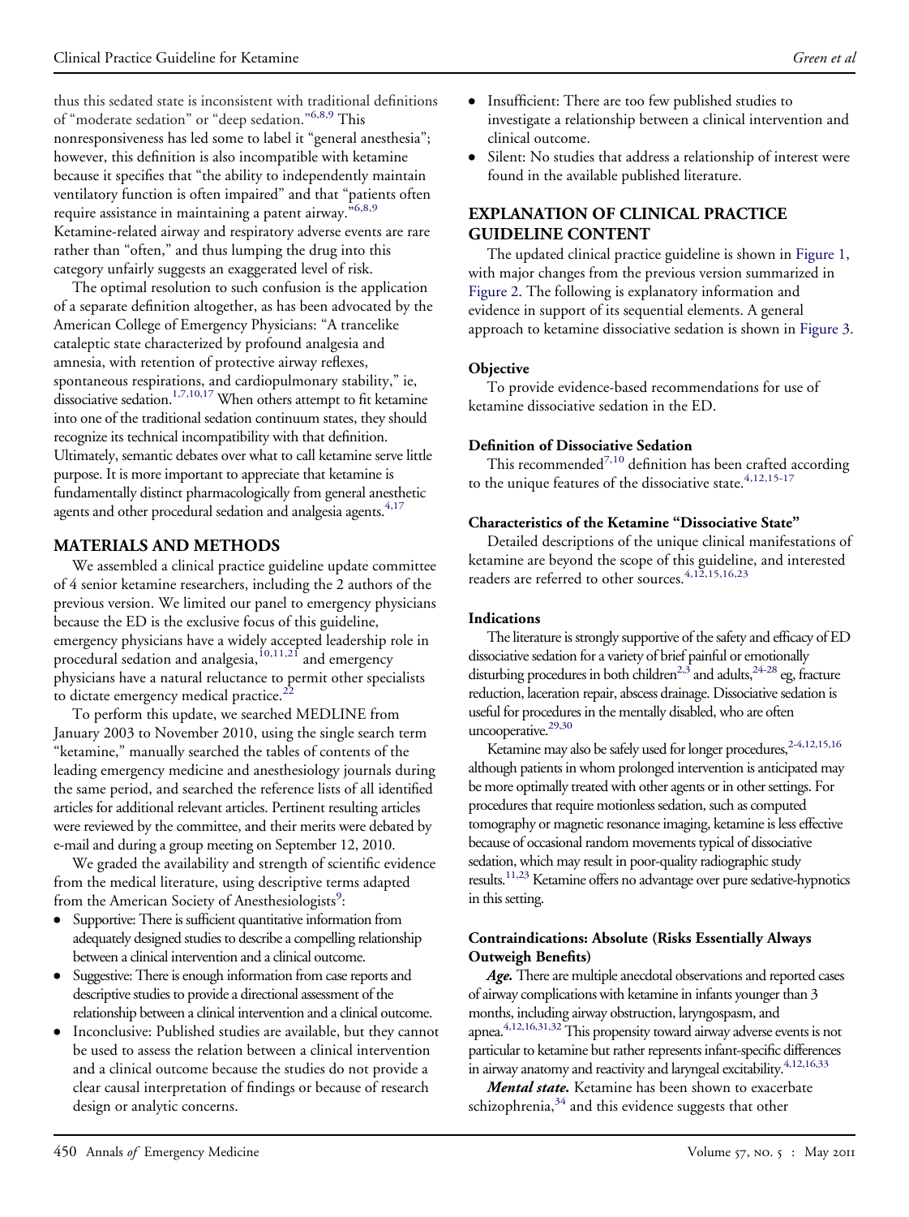thus this sedated state is inconsistent with traditional definitions of "moderate sedation" or "deep sedation."[6,8,9] This nonresponsiveness has led some to label it "general anesthesia"; however, this definition is also incompatible with ketamine because it specifies that "the ability to independently maintain ventilatory function is often impaired" and that "patients often require assistance in maintaining a patent airway."[6,8,9] Ketamine-related airway and respiratory adverse events are rare rather than "often," and thus lumping the drug into this category unfairly suggests an exaggerated level of risk.

The optimal resolution to such confusion is the application of a separate definition altogether, as has been advocated by the American College of Emergency Physicians: "A trancelike cataleptic state characterized by profound analgesia and amnesia, with retention of protective airway reflexes, spontaneous respirations, and cardiopulmonary stability," ie, dissociative sedation.[1,7,10,17] When others attempt to fit ketamine into one of the traditional sedation continuum states, they should recognize its technical incompatibility with that definition. Ultimately, semantic debates over what to call ketamine serve little purpose. It is more important to appreciate that ketamine is fundamentally distinct pharmacologically from general anesthetic agents and other procedural sedation and analgesia agents.[4,17]

## MATERIALS AND METHODS

We assembled a clinical practice guideline update committee of 4 senior ketamine researchers, including the 2 authors of the previous version. We limited our panel to emergency physicians because the ED is the exclusive focus of this guideline, emergency physicians have a widely accepted leadership role in procedural sedation and analgesia,[10,11,21] and emergency physicians have a natural reluctance to permit other specialists to dictate emergency medical practice.[22]

To perform this update, we searched MEDLINE from January 2003 to November 2010, using the single search term "ketamine," manually searched the tables of contents of the leading emergency medicine and anesthesiology journals during the same period, and searched the reference lists of all identified articles for additional relevant articles. Pertinent resulting articles were reviewed by the committee, and their merits were debated by e-mail and during a group meeting on September 12, 2010.

We graded the availability and strength of scientific evidence from the medical literature, using descriptive terms adapted from the American Society of Anesthesiologists[9]:

- Supportive: There is sufficient quantitative information from adequately designed studies to describe a compelling relationship between a clinical intervention and a clinical outcome.
- Suggestive: There is enough information from case reports and descriptive studies to provide a directional assessment of the relationship between a clinical intervention and a clinical outcome.
- Inconclusive: Published studies are available, but they cannot be used to assess the relation between a clinical intervention and a clinical outcome because the studies do not provide a clear causal interpretation of findings or because of research design or analytic concerns.
- Insufficient: There are too few published studies to investigate a relationship between a clinical intervention and clinical outcome.
- Silent: No studies that address a relationship of interest were found in the available published literature.

## EXPLANATION OF CLINICAL PRACTICE GUIDELINE CONTENT

The updated clinical practice guideline is shown in Figure 1, with major changes from the previous version summarized in Figure 2. The following is explanatory information and evidence in support of its sequential elements. A general approach to ketamine dissociative sedation is shown in Figure 3.

### Objective

To provide evidence-based recommendations for use of ketamine dissociative sedation in the ED.

### Definition of Dissociative Sedation

This recommended[7,10] definition has been crafted according to the unique features of the dissociative state.[4,12,15-17]

### Characteristics of the Ketamine "Dissociative State"

Detailed descriptions of the unique clinical manifestations of ketamine are beyond the scope of this guideline, and interested readers are referred to other sources.[4,12,15,16,23]

### Indications

The literature is strongly supportive of the safety and efficacy of ED dissociative sedation for a variety of brief painful or emotionally disturbing procedures in both children[2,3] and adults,[24-28] eg, fracture reduction, laceration repair, abscess drainage. Dissociative sedation is useful for procedures in the mentally disabled, who are often uncooperative.[29,30]

Ketamine may also be safely used for longer procedures,[2-4,12,15,16] although patients in whom prolonged intervention is anticipated may be more optimally treated with other agents or in other settings. For procedures that require motionless sedation, such as computed tomography or magnetic resonance imaging, ketamine is less effective because of occasional random movements typical of dissociative sedation, which may result in poor-quality radiographic study results.[11,23] Ketamine offers no advantage over pure sedative-hypnotics in this setting.

### Contraindications: Absolute (Risks Essentially Always Outweigh Benefits)

***Age.*** There are multiple anecdotal observations and reported cases of airway complications with ketamine in infants younger than 3 months, including airway obstruction, laryngospasm, and apnea.[4,12,16,31,32] This propensity toward airway adverse events is not particular to ketamine but rather represents infant-specific differences in airway anatomy and reactivity and laryngeal excitability.[4,12,16,33]

***Mental state.*** Ketamine has been shown to exacerbate schizophrenia,[34] and this evidence suggests that other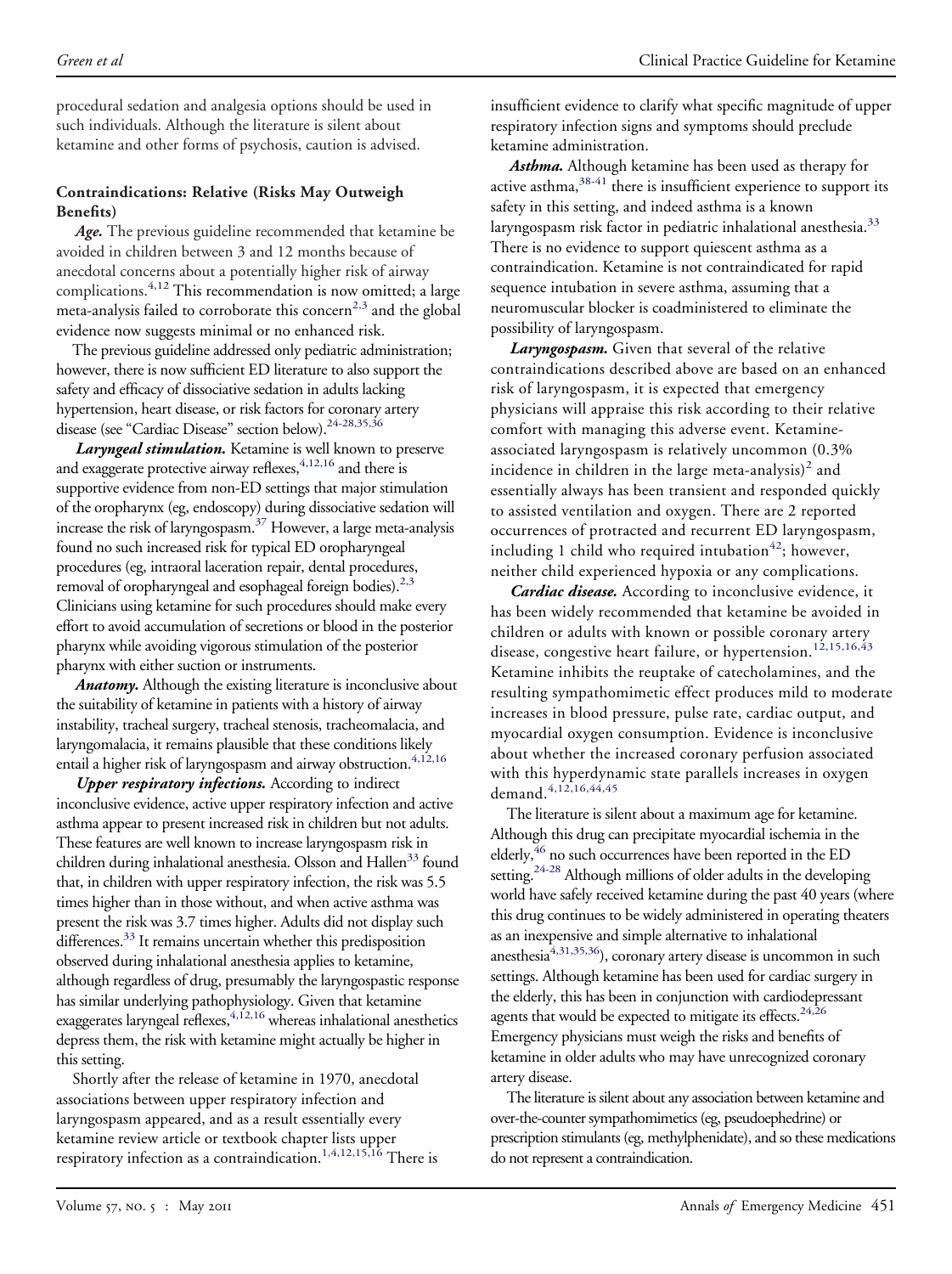procedural sedation and analgesia options should be used in such individuals. Although the literature is silent about ketamine and other forms of psychosis, caution is advised.

### Contraindications: Relative (Risks May Outweigh Benefits)

***Age.*** The previous guideline recommended that ketamine be avoided in children between 3 and 12 months because of anecdotal concerns about a potentially higher risk of airway complications.[4,12] This recommendation is now omitted; a large meta-analysis failed to corroborate this concern[2,3] and the global evidence now suggests minimal or no enhanced risk.

The previous guideline addressed only pediatric administration; however, there is now sufficient ED literature to also support the safety and efficacy of dissociative sedation in adults lacking hypertension, heart disease, or risk factors for coronary artery disease (see "Cardiac Disease" section below).[24-28,35,36]

***Laryngeal stimulation.*** Ketamine is well known to preserve and exaggerate protective airway reflexes,[4,12,16] and there is supportive evidence from non-ED settings that major stimulation of the oropharynx (eg, endoscopy) during dissociative sedation will increase the risk of laryngospasm.[37] However, a large meta-analysis found no such increased risk for typical ED oropharyngeal procedures (eg, intraoral laceration repair, dental procedures, removal of oropharyngeal and esophageal foreign bodies).[2,3] Clinicians using ketamine for such procedures should make every effort to avoid accumulation of secretions or blood in the posterior pharynx while avoiding vigorous stimulation of the posterior pharynx with either suction or instruments.

***Anatomy.*** Although the existing literature is inconclusive about the suitability of ketamine in patients with a history of airway instability, tracheal surgery, tracheal stenosis, tracheomalacia, and laryngomalacia, it remains plausible that these conditions likely entail a higher risk of laryngospasm and airway obstruction.[4,12,16]

***Upper respiratory infections.*** According to indirect inconclusive evidence, active upper respiratory infection and active asthma appear to present increased risk in children but not adults. These features are well known to increase laryngospasm risk in children during inhalational anesthesia. Olsson and Hallen[33] found that, in children with upper respiratory infection, the risk was 5.5 times higher than in those without, and when active asthma was present the risk was 3.7 times higher. Adults did not display such differences.[33] It remains uncertain whether this predisposition observed during inhalational anesthesia applies to ketamine, although regardless of drug, presumably the laryngospastic response has similar underlying pathophysiology. Given that ketamine exaggerates laryngeal reflexes,[4,12,16] whereas inhalational anesthetics depress them, the risk with ketamine might actually be higher in this setting.

Shortly after the release of ketamine in 1970, anecdotal associations between upper respiratory infection and laryngospasm appeared, and as a result essentially every ketamine review article or textbook chapter lists upper respiratory infection as a contraindication.[1,4,12,15,16] There is insufficient evidence to clarify what specific magnitude of upper respiratory infection signs and symptoms should preclude ketamine administration.

***Asthma.*** Although ketamine has been used as therapy for active asthma,[38-41] there is insufficient experience to support its safety in this setting, and indeed asthma is a known laryngospasm risk factor in pediatric inhalational anesthesia.[33] There is no evidence to support quiescent asthma as a contraindication. Ketamine is not contraindicated for rapid sequence intubation in severe asthma, assuming that a neuromuscular blocker is coadministered to eliminate the possibility of laryngospasm.

***Laryngospasm.*** Given that several of the relative contraindications described above are based on an enhanced risk of laryngospasm, it is expected that emergency physicians will appraise this risk according to their relative comfort with managing this adverse event. Ketamine-associated laryngospasm is relatively uncommon (0.3% incidence in children in the large meta-analysis)[2] and essentially always has been transient and responded quickly to assisted ventilation and oxygen. There are 2 reported occurrences of protracted and recurrent ED laryngospasm, including 1 child who required intubation[42]; however, neither child experienced hypoxia or any complications.

***Cardiac disease.*** According to inconclusive evidence, it has been widely recommended that ketamine be avoided in children or adults with known or possible coronary artery disease, congestive heart failure, or hypertension.[12,15,16,43] Ketamine inhibits the reuptake of catecholamines, and the resulting sympathomimetic effect produces mild to moderate increases in blood pressure, pulse rate, cardiac output, and myocardial oxygen consumption. Evidence is inconclusive about whether the increased coronary perfusion associated with this hyperdynamic state parallels increases in oxygen demand.[4,12,16,44,45]

The literature is silent about a maximum age for ketamine. Although this drug can precipitate myocardial ischemia in the elderly,[46] no such occurrences have been reported in the ED setting.[24-28] Although millions of older adults in the developing world have safely received ketamine during the past 40 years (where this drug continues to be widely administered in operating theaters as an inexpensive and simple alternative to inhalational anesthesia[4,31,35,36]), coronary artery disease is uncommon in such settings. Although ketamine has been used for cardiac surgery in the elderly, this has been in conjunction with cardiodepressant agents that would be expected to mitigate its effects.[24,26] Emergency physicians must weigh the risks and benefits of ketamine in older adults who may have unrecognized coronary artery disease.

The literature is silent about any association between ketamine and over-the-counter sympathomimetics (eg, pseudoephedrine) or prescription stimulants (eg, methylphenidate), and so these medications do not represent a contraindication.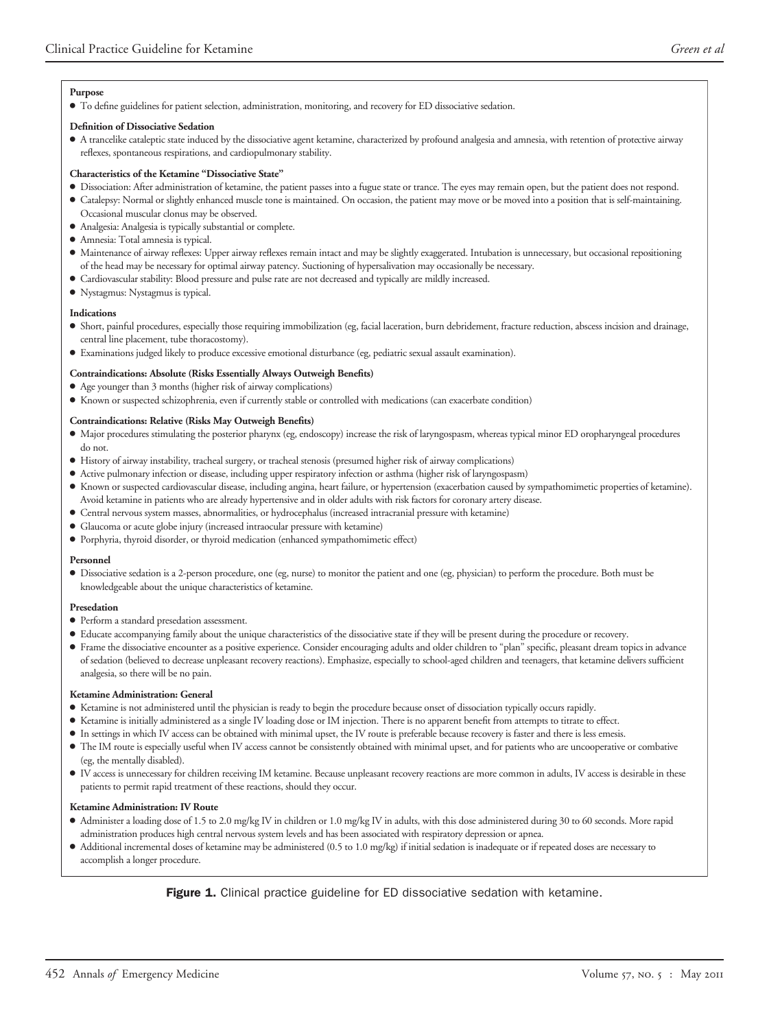**Purpose**

- To define guidelines for patient selection, administration, monitoring, and recovery for ED dissociative sedation.

**Definition of Dissociative Sedation**

- A trancelike cataleptic state induced by the dissociative agent ketamine, characterized by profound analgesia and amnesia, with retention of protective airway reflexes, spontaneous respirations, and cardiopulmonary stability.

**Characteristics of the Ketamine "Dissociative State"**

- Dissociation: After administration of ketamine, the patient passes into a fugue state or trance. The eyes may remain open, but the patient does not respond.
- Catalepsy: Normal or slightly enhanced muscle tone is maintained. On occasion, the patient may move or be moved into a position that is self-maintaining. Occasional muscular clonus may be observed.
- Analgesia: Analgesia is typically substantial or complete.
- Amnesia: Total amnesia is typical.
- Maintenance of airway reflexes: Upper airway reflexes remain intact and may be slightly exaggerated. Intubation is unnecessary, but occasional repositioning of the head may be necessary for optimal airway patency. Suctioning of hypersalivation may occasionally be necessary.
- Cardiovascular stability: Blood pressure and pulse rate are not decreased and typically are mildly increased.
- Nystagmus: Nystagmus is typical.

**Indications**

- Short, painful procedures, especially those requiring immobilization (eg, facial laceration, burn debridement, fracture reduction, abscess incision and drainage, central line placement, tube thoracostomy).
- Examinations judged likely to produce excessive emotional disturbance (eg, pediatric sexual assault examination).

**Contraindications: Absolute (Risks Essentially Always Outweigh Benefits)**

- Age younger than 3 months (higher risk of airway complications)
- Known or suspected schizophrenia, even if currently stable or controlled with medications (can exacerbate condition)

**Contraindications: Relative (Risks May Outweigh Benefits)**

- Major procedures stimulating the posterior pharynx (eg, endoscopy) increase the risk of laryngospasm, whereas typical minor ED oropharyngeal procedures do not.
- History of airway instability, tracheal surgery, or tracheal stenosis (presumed higher risk of airway complications)
- Active pulmonary infection or disease, including upper respiratory infection or asthma (higher risk of laryngospasm)
- Known or suspected cardiovascular disease, including angina, heart failure, or hypertension (exacerbation caused by sympathomimetic properties of ketamine). Avoid ketamine in patients who are already hypertensive and in older adults with risk factors for coronary artery disease.
- Central nervous system masses, abnormalities, or hydrocephalus (increased intracranial pressure with ketamine)
- Glaucoma or acute globe injury (increased intraocular pressure with ketamine)
- Porphyria, thyroid disorder, or thyroid medication (enhanced sympathomimetic effect)

**Personnel**

- Dissociative sedation is a 2-person procedure, one (eg, nurse) to monitor the patient and one (eg, physician) to perform the procedure. Both must be knowledgeable about the unique characteristics of ketamine.

**Presedation**

- Perform a standard presedation assessment.
- Educate accompanying family about the unique characteristics of the dissociative state if they will be present during the procedure or recovery.
- Frame the dissociative encounter as a positive experience. Consider encouraging adults and older children to "plan" specific, pleasant dream topics in advance of sedation (believed to decrease unpleasant recovery reactions). Emphasize, especially to school-aged children and teenagers, that ketamine delivers sufficient analgesia, so there will be no pain.

**Ketamine Administration: General**

- Ketamine is not administered until the physician is ready to begin the procedure because onset of dissociation typically occurs rapidly.
- Ketamine is initially administered as a single IV loading dose or IM injection. There is no apparent benefit from attempts to titrate to effect.
- In settings in which IV access can be obtained with minimal upset, the IV route is preferable because recovery is faster and there is less emesis.
- The IM route is especially useful when IV access cannot be consistently obtained with minimal upset, and for patients who are uncooperative or combative (eg, the mentally disabled).
- IV access is unnecessary for children receiving IM ketamine. Because unpleasant recovery reactions are more common in adults, IV access is desirable in these patients to permit rapid treatment of these reactions, should they occur.

**Ketamine Administration: IV Route**

- Administer a loading dose of 1.5 to 2.0 mg/kg IV in children or 1.0 mg/kg IV in adults, with this dose administered during 30 to 60 seconds. More rapid administration produces high central nervous system levels and has been associated with respiratory depression or apnea.
- Additional incremental doses of ketamine may be administered (0.5 to 1.0 mg/kg) if initial sedation is inadequate or if repeated doses are necessary to accomplish a longer procedure.

**Figure 1.** Clinical practice guideline for ED dissociative sedation with ketamine.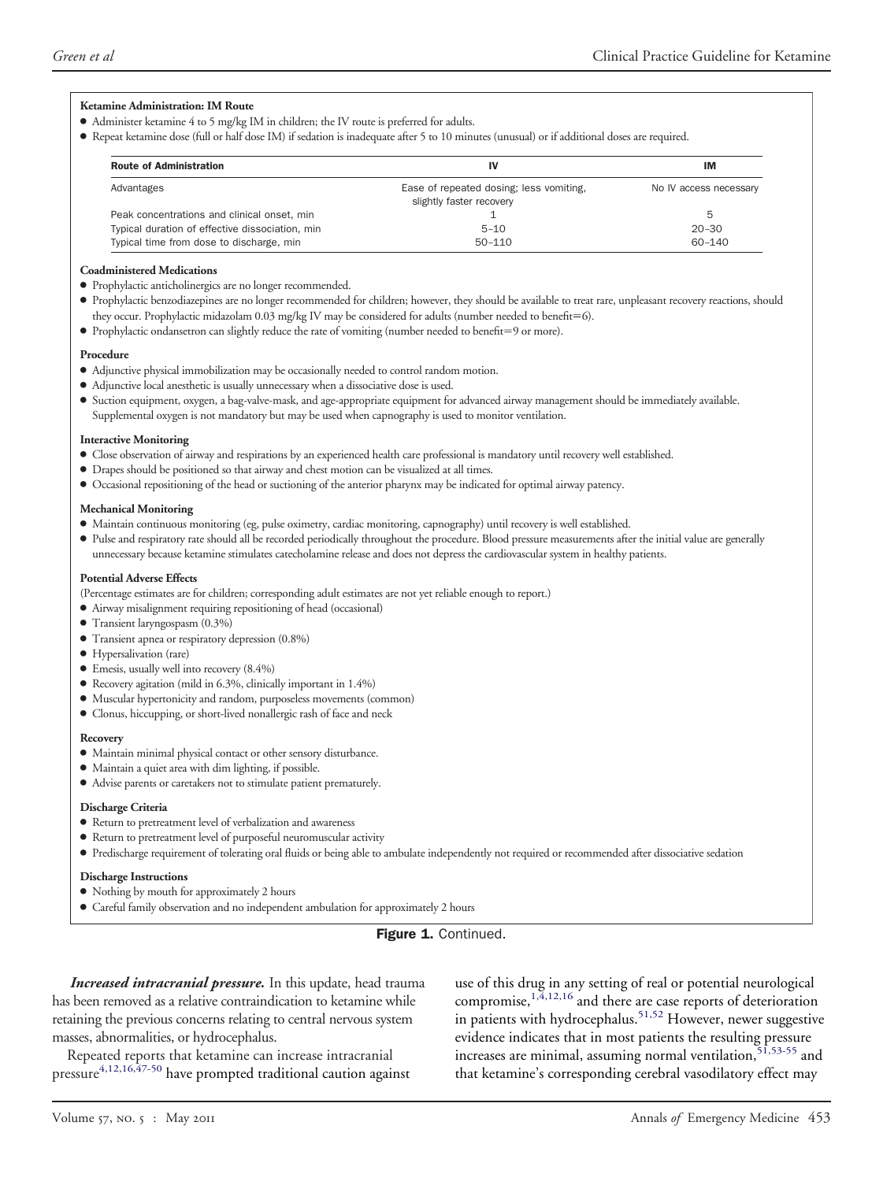**Ketamine Administration: IM Route**

- Administer ketamine 4 to 5 mg/kg IM in children; the IV route is preferred for adults.
- Repeat ketamine dose (full or half dose IM) if sedation is inadequate after 5 to 10 minutes (unusual) or if additional doses are required.

| Route of Administration | IV | IM |
|---|---|---|
| Advantages | Ease of repeated dosing; less vomiting, slightly faster recovery | No IV access necessary |
| Peak concentrations and clinical onset, min | 1 | 5 |
| Typical duration of effective dissociation, min | 5–10 | 20–30 |
| Typical time from dose to discharge, min | 50–110 | 60–140 |

**Coadministered Medications**

- Prophylactic anticholinergics are no longer recommended.
- Prophylactic benzodiazepines are no longer recommended for children; however, they should be available to treat rare, unpleasant recovery reactions, should they occur. Prophylactic midazolam 0.03 mg/kg IV may be considered for adults (number needed to benefit=6).
- Prophylactic ondansetron can slightly reduce the rate of vomiting (number needed to benefit=9 or more).

**Procedure**

- Adjunctive physical immobilization may be occasionally needed to control random motion.
- Adjunctive local anesthetic is usually unnecessary when a dissociative dose is used.
- Suction equipment, oxygen, a bag-valve-mask, and age-appropriate equipment for advanced airway management should be immediately available. Supplemental oxygen is not mandatory but may be used when capnography is used to monitor ventilation.

**Interactive Monitoring**

- Close observation of airway and respirations by an experienced health care professional is mandatory until recovery well established.
- Drapes should be positioned so that airway and chest motion can be visualized at all times.
- Occasional repositioning of the head or suctioning of the anterior pharynx may be indicated for optimal airway patency.

**Mechanical Monitoring**

- Maintain continuous monitoring (eg, pulse oximetry, cardiac monitoring, capnography) until recovery is well established.
- Pulse and respiratory rate should all be recorded periodically throughout the procedure. Blood pressure measurements after the initial value are generally unnecessary because ketamine stimulates catecholamine release and does not depress the cardiovascular system in healthy patients.

**Potential Adverse Effects**

(Percentage estimates are for children; corresponding adult estimates are not yet reliable enough to report.)

- Airway misalignment requiring repositioning of head (occasional)
- Transient laryngospasm (0.3%)
- Transient apnea or respiratory depression (0.8%)
- Hypersalivation (rare)
- Emesis, usually well into recovery (8.4%)
- Recovery agitation (mild in 6.3%, clinically important in 1.4%)
- Muscular hypertonicity and random, purposeless movements (common)
- Clonus, hiccupping, or short-lived nonallergic rash of face and neck

**Recovery**

- Maintain minimal physical contact or other sensory disturbance.
- Maintain a quiet area with dim lighting, if possible.
- Advise parents or caretakers not to stimulate patient prematurely.

**Discharge Criteria**

- Return to pretreatment level of verbalization and awareness
- Return to pretreatment level of purposeful neuromuscular activity
- Predischarge requirement of tolerating oral fluids or being able to ambulate independently not required or recommended after dissociative sedation

**Discharge Instructions**

- Nothing by mouth for approximately 2 hours
- Careful family observation and no independent ambulation for approximately 2 hours

**Figure 1.** Continued.

***Increased intracranial pressure.*** In this update, head trauma has been removed as a relative contraindication to ketamine while retaining the previous concerns relating to central nervous system masses, abnormalities, or hydrocephalus.

Repeated reports that ketamine can increase intracranial pressure[4,12,16,47-50] have prompted traditional caution against use of this drug in any setting of real or potential neurological compromise,[1,4,12,16] and there are case reports of deterioration in patients with hydrocephalus.[51,52] However, newer suggestive evidence indicates that in most patients the resulting pressure increases are minimal, assuming normal ventilation,[51,53-55] and that ketamine's corresponding cerebral vasodilatory effect may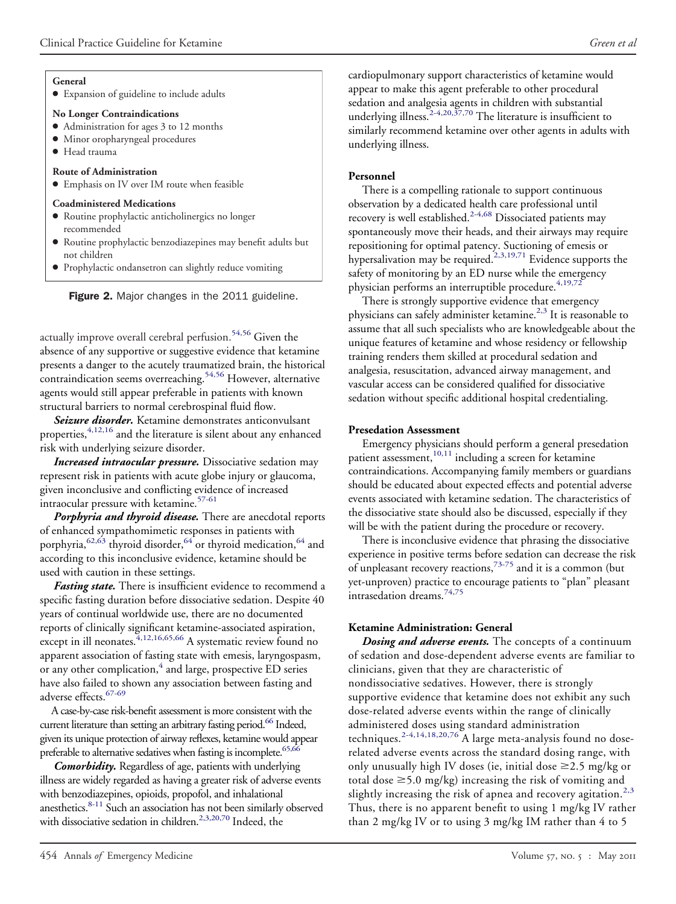**General**

- Expansion of guideline to include adults

**No Longer Contraindications**

- Administration for ages 3 to 12 months
- Minor oropharyngeal procedures
- Head trauma

**Route of Administration**

- Emphasis on IV over IM route when feasible

**Coadministered Medications**

- Routine prophylactic anticholinergics no longer recommended
- Routine prophylactic benzodiazepines may benefit adults but not children
- Prophylactic ondansetron can slightly reduce vomiting

**Figure 2.** Major changes in the 2011 guideline.

actually improve overall cerebral perfusion.[54,56] Given the absence of any supportive or suggestive evidence that ketamine presents a danger to the acutely traumatized brain, the historical contraindication seems overreaching.[54,56] However, alternative agents would still appear preferable in patients with known structural barriers to normal cerebrospinal fluid flow.

***Seizure disorder.*** Ketamine demonstrates anticonvulsant properties,[4,12,16] and the literature is silent about any enhanced risk with underlying seizure disorder.

***Increased intraocular pressure.*** Dissociative sedation may represent risk in patients with acute globe injury or glaucoma, given inconclusive and conflicting evidence of increased intraocular pressure with ketamine.[57-61]

***Porphyria and thyroid disease.*** There are anecdotal reports of enhanced sympathomimetic responses in patients with porphyria,[62,63] thyroid disorder,[64] or thyroid medication,[64] and according to this inconclusive evidence, ketamine should be used with caution in these settings.

***Fasting state.*** There is insufficient evidence to recommend a specific fasting duration before dissociative sedation. Despite 40 years of continual worldwide use, there are no documented reports of clinically significant ketamine-associated aspiration, except in ill neonates.[4,12,16,65,66] A systematic review found no apparent association of fasting state with emesis, laryngospasm, or any other complication,[4] and large, prospective ED series have also failed to shown any association between fasting and adverse effects.[67-69]

A case-by-case risk-benefit assessment is more consistent with the current literature than setting an arbitrary fasting period.[66] Indeed, given its unique protection of airway reflexes, ketamine would appear preferable to alternative sedatives when fasting is incomplete.[65,66]

***Comorbidity.*** Regardless of age, patients with underlying illness are widely regarded as having a greater risk of adverse events with benzodiazepines, opioids, propofol, and inhalational anesthetics.[8-11] Such an association has not been similarly observed with dissociative sedation in children.[2,3,20,70] Indeed, the cardiopulmonary support characteristics of ketamine would appear to make this agent preferable to other procedural sedation and analgesia agents in children with substantial underlying illness.[2-4,20,37,70] The literature is insufficient to similarly recommend ketamine over other agents in adults with underlying illness.

### Personnel

There is a compelling rationale to support continuous observation by a dedicated health care professional until recovery is well established.[2-4,68] Dissociated patients may spontaneously move their heads, and their airways may require repositioning for optimal patency. Suctioning of emesis or hypersalivation may be required.[2,3,19,71] Evidence supports the safety of monitoring by an ED nurse while the emergency physician performs an interruptible procedure.[4,19,72]

There is strongly supportive evidence that emergency physicians can safely administer ketamine.[2,3] It is reasonable to assume that all such specialists who are knowledgeable about the unique features of ketamine and whose residency or fellowship training renders them skilled at procedural sedation and analgesia, resuscitation, advanced airway management, and vascular access can be considered qualified for dissociative sedation without specific additional hospital credentialing.

### Presedation Assessment

Emergency physicians should perform a general presedation patient assessment,[10,11] including a screen for ketamine contraindications. Accompanying family members or guardians should be educated about expected effects and potential adverse events associated with ketamine sedation. The characteristics of the dissociative state should also be discussed, especially if they will be with the patient during the procedure or recovery.

There is inconclusive evidence that phrasing the dissociative experience in positive terms before sedation can decrease the risk of unpleasant recovery reactions,[73-75] and it is a common (but yet-unproven) practice to encourage patients to "plan" pleasant intrasedation dreams.[74,75]

### Ketamine Administration: General

***Dosing and adverse events.*** The concepts of a continuum of sedation and dose-dependent adverse events are familiar to clinicians, given that they are characteristic of nondissociative sedatives. However, there is strongly supportive evidence that ketamine does not exhibit any such dose-related adverse events within the range of clinically administered doses using standard administration techniques.[2-4,14,18,20,76] A large meta-analysis found no dose-related adverse events across the standard dosing range, with only unusually high IV doses (ie, initial dose ≥2.5 mg/kg or total dose ≥5.0 mg/kg) increasing the risk of vomiting and slightly increasing the risk of apnea and recovery agitation.[2,3] Thus, there is no apparent benefit to using 1 mg/kg IV rather than 2 mg/kg IV or to using 3 mg/kg IM rather than 4 to 5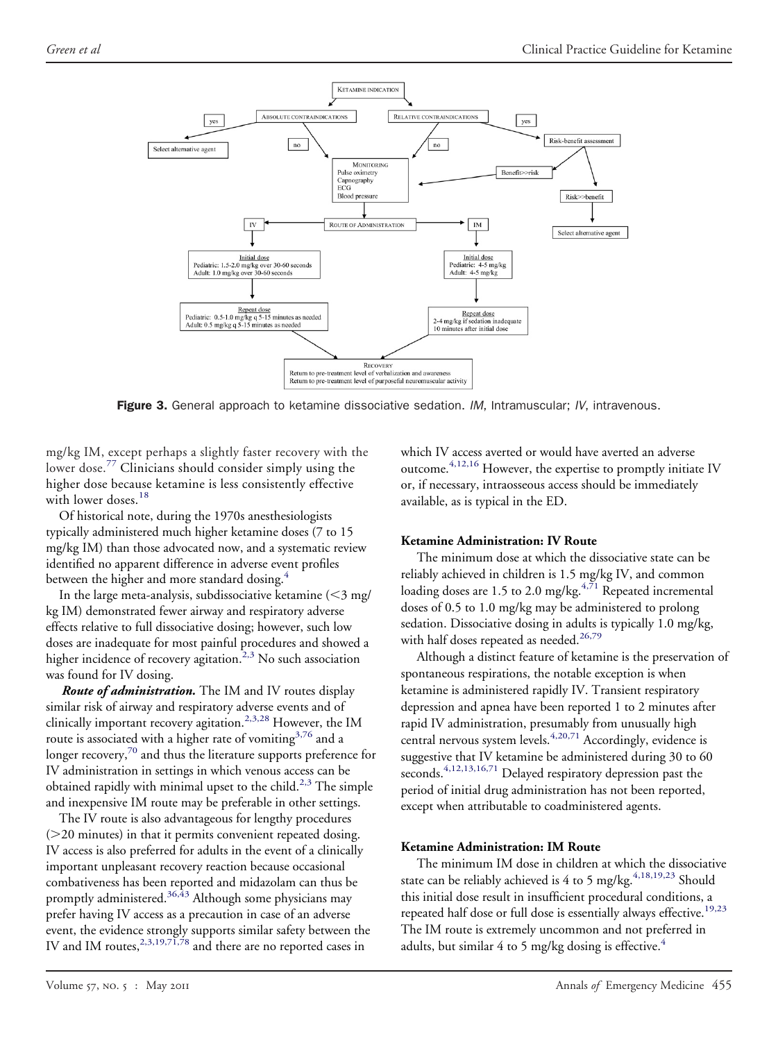KETAMINE INDICATION

- ABSOLUTE CONTRAINDICATIONS
  - yes → Select alternative agent
  - no → MONITORING
- RELATIVE CONTRAINDICATIONS
  - yes → Risk-benefit assessment
    - Benefit>>risk → MONITORING
    - Risk>>benefit → Select alternative agent
  - no → MONITORING

MONITORING
Pulse oximetry
Capnography
ECG
Blood pressure

ROUTE OF ADMINISTRATION

- IV
  - Initial dose
    Pediatric: 1.5-2.0 mg/kg over 30-60 seconds
    Adult: 1.0 mg/kg over 30-60 seconds
  - Repeat dose
    Pediatric: 0.5-1.0 mg/kg q 5-15 minutes as needed
    Adult: 0.5 mg/kg q 5-15 minutes as needed
- IM
  - Initial dose
    Pediatric: 4-5 mg/kg
    Adult: 4-5 mg/kg
  - Repeat dose
    2-4 mg/kg if sedation inadequate
    10 minutes after initial dose

RECOVERY
Return to pre-treatment level of verbalization and awareness
Return to pre-treatment level of purposeful neuromuscular activity

**Figure 3.** General approach to ketamine dissociative sedation. *IM*, Intramuscular; *IV*, intravenous.

mg/kg IM, except perhaps a slightly faster recovery with the lower dose.[77] Clinicians should consider simply using the higher dose because ketamine is less consistently effective with lower doses.[18]

Of historical note, during the 1970s anesthesiologists typically administered much higher ketamine doses (7 to 15 mg/kg IM) than those advocated now, and a systematic review identified no apparent difference in adverse event profiles between the higher and more standard dosing.[4]

In the large meta-analysis, subdissociative ketamine (<3 mg/kg IM) demonstrated fewer airway and respiratory adverse effects relative to full dissociative dosing; however, such low doses are inadequate for most painful procedures and showed a higher incidence of recovery agitation.[2,3] No such association was found for IV dosing.

***Route of administration.*** The IM and IV routes display similar risk of airway and respiratory adverse events and of clinically important recovery agitation.[2,3,28] However, the IM route is associated with a higher rate of vomiting[3,76] and a longer recovery,[70] and thus the literature supports preference for IV administration in settings in which venous access can be obtained rapidly with minimal upset to the child.[2,3] The simple and inexpensive IM route may be preferable in other settings.

The IV route is also advantageous for lengthy procedures (>20 minutes) in that it permits convenient repeated dosing. IV access is also preferred for adults in the event of a clinically important unpleasant recovery reaction because occasional combativeness has been reported and midazolam can thus be promptly administered.[36,43] Although some physicians may prefer having IV access as a precaution in case of an adverse event, the evidence strongly supports similar safety between the IV and IM routes,[2,3,19,71,78] and there are no reported cases in which IV access averted or would have averted an adverse outcome.[4,12,16] However, the expertise to promptly initiate IV or, if necessary, intraosseous access should be immediately available, as is typical in the ED.

**Ketamine Administration: IV Route**

The minimum dose at which the dissociative state can be reliably achieved in children is 1.5 mg/kg IV, and common loading doses are 1.5 to 2.0 mg/kg.[4,71] Repeated incremental doses of 0.5 to 1.0 mg/kg may be administered to prolong sedation. Dissociative dosing in adults is typically 1.0 mg/kg, with half doses repeated as needed.[26,79]

Although a distinct feature of ketamine is the preservation of spontaneous respirations, the notable exception is when ketamine is administered rapidly IV. Transient respiratory depression and apnea have been reported 1 to 2 minutes after rapid IV administration, presumably from unusually high central nervous system levels.[4,20,71] Accordingly, evidence is suggestive that IV ketamine be administered during 30 to 60 seconds.[4,12,13,16,71] Delayed respiratory depression past the period of initial drug administration has not been reported, except when attributable to coadministered agents.

**Ketamine Administration: IM Route**

The minimum IM dose in children at which the dissociative state can be reliably achieved is 4 to 5 mg/kg.[4,18,19,23] Should this initial dose result in insufficient procedural conditions, a repeated half dose or full dose is essentially always effective.[19,23] The IM route is extremely uncommon and not preferred in adults, but similar 4 to 5 mg/kg dosing is effective.[4]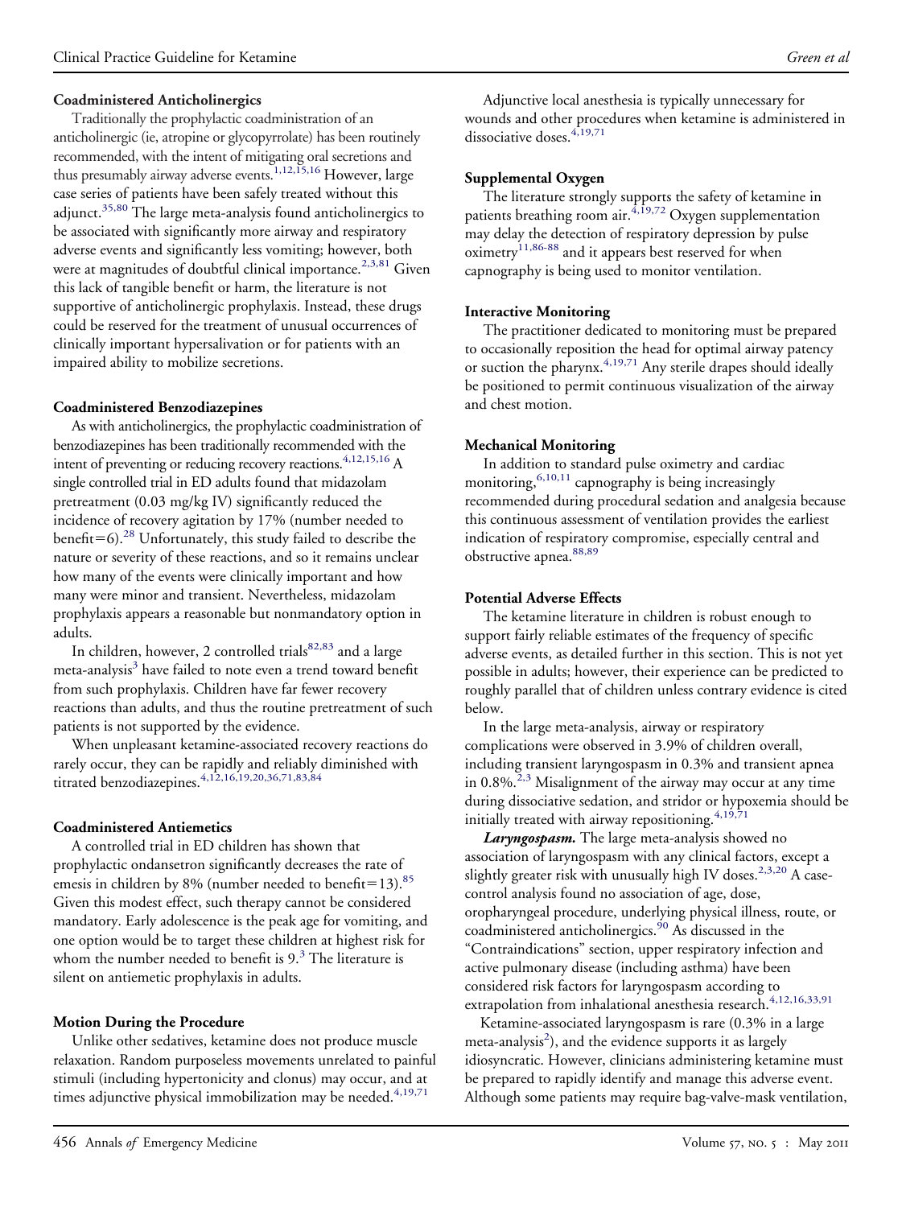### Coadministered Anticholinergics

Traditionally the prophylactic coadministration of an anticholinergic (ie, atropine or glycopyrrolate) has been routinely recommended, with the intent of mitigating oral secretions and thus presumably airway adverse events.[1,12,15,16] However, large case series of patients have been safely treated without this adjunct.[35,80] The large meta-analysis found anticholinergics to be associated with significantly more airway and respiratory adverse events and significantly less vomiting; however, both were at magnitudes of doubtful clinical importance.[2,3,81] Given this lack of tangible benefit or harm, the literature is not supportive of anticholinergic prophylaxis. Instead, these drugs could be reserved for the treatment of unusual occurrences of clinically important hypersalivation or for patients with an impaired ability to mobilize secretions.

### Coadministered Benzodiazepines

As with anticholinergics, the prophylactic coadministration of benzodiazepines has been traditionally recommended with the intent of preventing or reducing recovery reactions.[4,12,15,16] A single controlled trial in ED adults found that midazolam pretreatment (0.03 mg/kg IV) significantly reduced the incidence of recovery agitation by 17% (number needed to benefit=6).[28] Unfortunately, this study failed to describe the nature or severity of these reactions, and so it remains unclear how many of the events were clinically important and how many were minor and transient. Nevertheless, midazolam prophylaxis appears a reasonable but nonmandatory option in adults.

In children, however, 2 controlled trials[82,83] and a large meta-analysis[3] have failed to note even a trend toward benefit from such prophylaxis. Children have far fewer recovery reactions than adults, and thus the routine pretreatment of such patients is not supported by the evidence.

When unpleasant ketamine-associated recovery reactions do rarely occur, they can be rapidly and reliably diminished with titrated benzodiazepines.[4,12,16,19,20,36,71,83,84]

### Coadministered Antiemetics

A controlled trial in ED children has shown that prophylactic ondansetron significantly decreases the rate of emesis in children by 8% (number needed to benefit=13).[85] Given this modest effect, such therapy cannot be considered mandatory. Early adolescence is the peak age for vomiting, and one option would be to target these children at highest risk for whom the number needed to benefit is 9.[3] The literature is silent on antiemetic prophylaxis in adults.

### Motion During the Procedure

Unlike other sedatives, ketamine does not produce muscle relaxation. Random purposeless movements unrelated to painful stimuli (including hypertonicity and clonus) may occur, and at times adjunctive physical immobilization may be needed.[4,19,71]

Adjunctive local anesthesia is typically unnecessary for wounds and other procedures when ketamine is administered in dissociative doses.[4,19,71]

### Supplemental Oxygen

The literature strongly supports the safety of ketamine in patients breathing room air.[4,19,72] Oxygen supplementation may delay the detection of respiratory depression by pulse oximetry[11,86-88] and it appears best reserved for when capnography is being used to monitor ventilation.

### Interactive Monitoring

The practitioner dedicated to monitoring must be prepared to occasionally reposition the head for optimal airway patency or suction the pharynx.[4,19,71] Any sterile drapes should ideally be positioned to permit continuous visualization of the airway and chest motion.

### Mechanical Monitoring

In addition to standard pulse oximetry and cardiac monitoring,[6,10,11] capnography is being increasingly recommended during procedural sedation and analgesia because this continuous assessment of ventilation provides the earliest indication of respiratory compromise, especially central and obstructive apnea.[88,89]

### Potential Adverse Effects

The ketamine literature in children is robust enough to support fairly reliable estimates of the frequency of specific adverse events, as detailed further in this section. This is not yet possible in adults; however, their experience can be predicted to roughly parallel that of children unless contrary evidence is cited below.

In the large meta-analysis, airway or respiratory complications were observed in 3.9% of children overall, including transient laryngospasm in 0.3% and transient apnea in 0.8%.[2,3] Misalignment of the airway may occur at any time during dissociative sedation, and stridor or hypoxemia should be initially treated with airway repositioning.[4,19,71]

***Laryngospasm.*** The large meta-analysis showed no association of laryngospasm with any clinical factors, except a slightly greater risk with unusually high IV doses.[2,3,20] A case-control analysis found no association of age, dose, oropharyngeal procedure, underlying physical illness, route, or coadministered anticholinergics.[90] As discussed in the "Contraindications" section, upper respiratory infection and active pulmonary disease (including asthma) have been considered risk factors for laryngospasm according to extrapolation from inhalational anesthesia research.[4,12,16,33,91]

Ketamine-associated laryngospasm is rare (0.3% in a large meta-analysis[2]), and the evidence supports it as largely idiosyncratic. However, clinicians administering ketamine must be prepared to rapidly identify and manage this adverse event. Although some patients may require bag-valve-mask ventilation,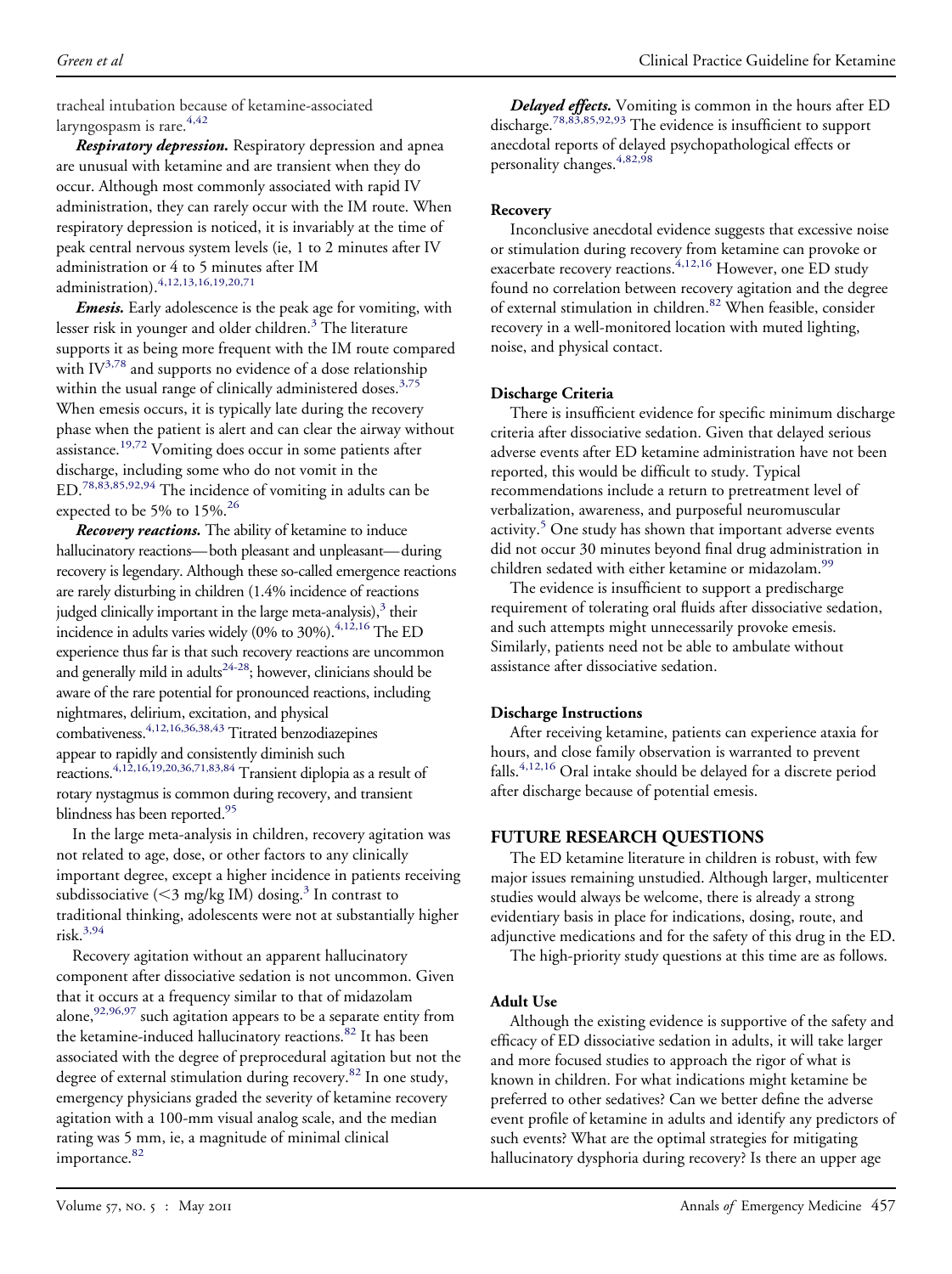tracheal intubation because of ketamine-associated laryngospasm is rare.[4,42]

***Respiratory depression.*** Respiratory depression and apnea are unusual with ketamine and are transient when they do occur. Although most commonly associated with rapid IV administration, they can rarely occur with the IM route. When respiratory depression is noticed, it is invariably at the time of peak central nervous system levels (ie, 1 to 2 minutes after IV administration or 4 to 5 minutes after IM administration).[4,12,13,16,19,20,71]

***Emesis.*** Early adolescence is the peak age for vomiting, with lesser risk in younger and older children.[3] The literature supports it as being more frequent with the IM route compared with IV[3,78] and supports no evidence of a dose relationship within the usual range of clinically administered doses.[3,75] When emesis occurs, it is typically late during the recovery phase when the patient is alert and can clear the airway without assistance.[19,72] Vomiting does occur in some patients after discharge, including some who do not vomit in the ED.[78,83,85,92,94] The incidence of vomiting in adults can be expected to be 5% to 15%.[26]

***Recovery reactions.*** The ability of ketamine to induce hallucinatory reactions—both pleasant and unpleasant—during recovery is legendary. Although these so-called emergence reactions are rarely disturbing in children (1.4% incidence of reactions judged clinically important in the large meta-analysis),[3] their incidence in adults varies widely (0% to 30%).[4,12,16] The ED experience thus far is that such recovery reactions are uncommon and generally mild in adults[24-28]; however, clinicians should be aware of the rare potential for pronounced reactions, including nightmares, delirium, excitation, and physical combativeness.[4,12,16,36,38,43] Titrated benzodiazepines appear to rapidly and consistently diminish such reactions.[4,12,16,19,20,36,71,83,84] Transient diplopia as a result of rotary nystagmus is common during recovery, and transient blindness has been reported.[95]

In the large meta-analysis in children, recovery agitation was not related to age, dose, or other factors to any clinically important degree, except a higher incidence in patients receiving subdissociative (<3 mg/kg IM) dosing.[3] In contrast to traditional thinking, adolescents were not at substantially higher risk.[3,94]

Recovery agitation without an apparent hallucinatory component after dissociative sedation is not uncommon. Given that it occurs at a frequency similar to that of midazolam alone,[92,96,97] such agitation appears to be a separate entity from the ketamine-induced hallucinatory reactions.[82] It has been associated with the degree of preprocedural agitation but not the degree of external stimulation during recovery.[82] In one study, emergency physicians graded the severity of ketamine recovery agitation with a 100-mm visual analog scale, and the median rating was 5 mm, ie, a magnitude of minimal clinical importance.[82]

***Delayed effects.*** Vomiting is common in the hours after ED discharge.[78,83,85,92,93] The evidence is insufficient to support anecdotal reports of delayed psychopathological effects or personality changes.[4,82,98]

### Recovery

Inconclusive anecdotal evidence suggests that excessive noise or stimulation during recovery from ketamine can provoke or exacerbate recovery reactions.[4,12,16] However, one ED study found no correlation between recovery agitation and the degree of external stimulation in children.[82] When feasible, consider recovery in a well-monitored location with muted lighting, noise, and physical contact.

### Discharge Criteria

There is insufficient evidence for specific minimum discharge criteria after dissociative sedation. Given that delayed serious adverse events after ED ketamine administration have not been reported, this would be difficult to study. Typical recommendations include a return to pretreatment level of verbalization, awareness, and purposeful neuromuscular activity.[5] One study has shown that important adverse events did not occur 30 minutes beyond final drug administration in children sedated with either ketamine or midazolam.[99]

The evidence is insufficient to support a predischarge requirement of tolerating oral fluids after dissociative sedation, and such attempts might unnecessarily provoke emesis. Similarly, patients need not be able to ambulate without assistance after dissociative sedation.

### Discharge Instructions

After receiving ketamine, patients can experience ataxia for hours, and close family observation is warranted to prevent falls.[4,12,16] Oral intake should be delayed for a discrete period after discharge because of potential emesis.

## FUTURE RESEARCH QUESTIONS

The ED ketamine literature in children is robust, with few major issues remaining unstudied. Although larger, multicenter studies would always be welcome, there is already a strong evidentiary basis in place for indications, dosing, route, and adjunctive medications and for the safety of this drug in the ED.

The high-priority study questions at this time are as follows.

### Adult Use

Although the existing evidence is supportive of the safety and efficacy of ED dissociative sedation in adults, it will take larger and more focused studies to approach the rigor of what is known in children. For what indications might ketamine be preferred to other sedatives? Can we better define the adverse event profile of ketamine in adults and identify any predictors of such events? What are the optimal strategies for mitigating hallucinatory dysphoria during recovery? Is there an upper age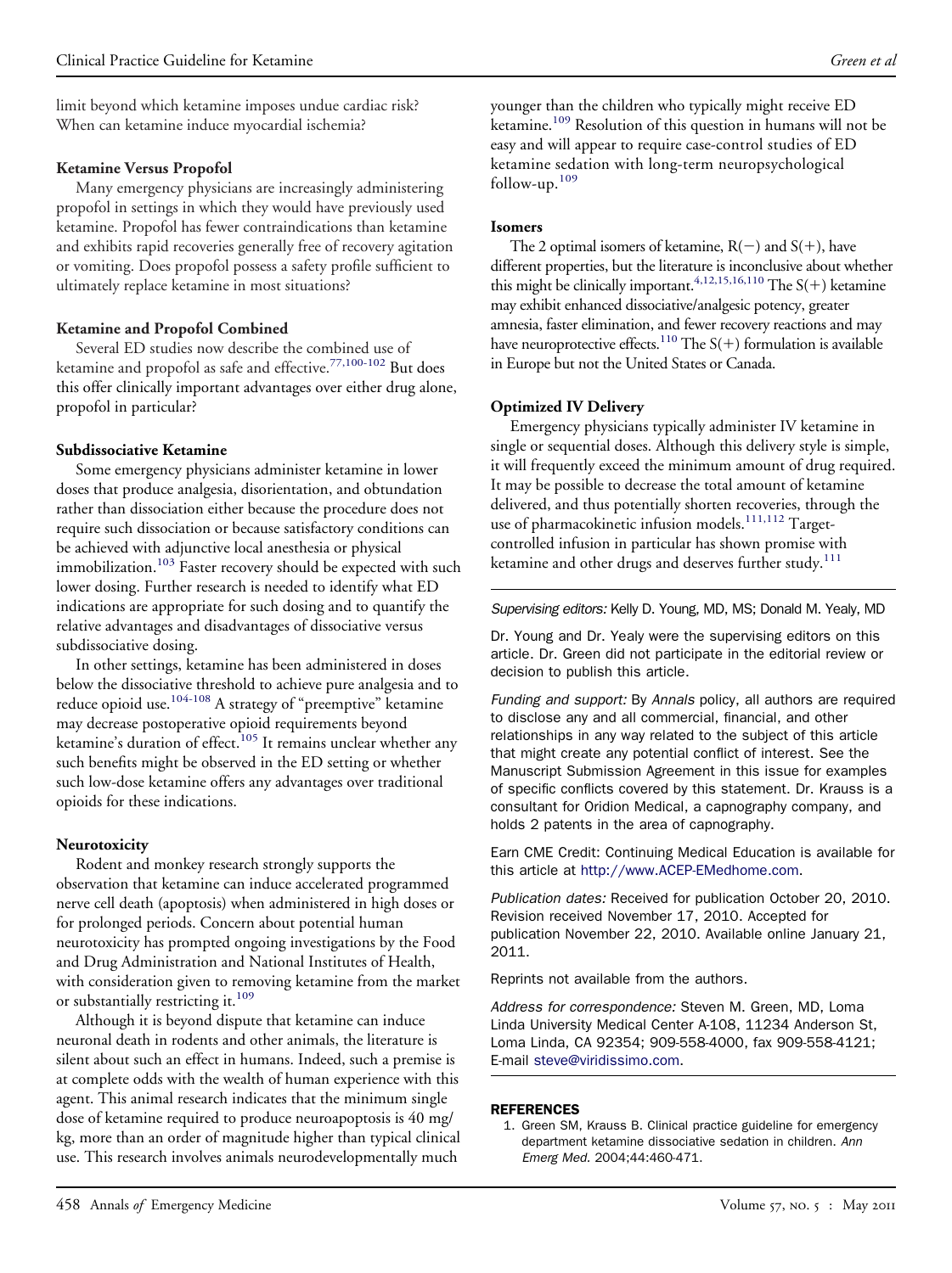limit beyond which ketamine imposes undue cardiac risk? When can ketamine induce myocardial ischemia?

**Ketamine Versus Propofol**

Many emergency physicians are increasingly administering propofol in settings in which they would have previously used ketamine. Propofol has fewer contraindications than ketamine and exhibits rapid recoveries generally free of recovery agitation or vomiting. Does propofol possess a safety profile sufficient to ultimately replace ketamine in most situations?

**Ketamine and Propofol Combined**

Several ED studies now describe the combined use of ketamine and propofol as safe and effective.[77,100-102] But does this offer clinically important advantages over either drug alone, propofol in particular?

**Subdissociative Ketamine**

Some emergency physicians administer ketamine in lower doses that produce analgesia, disorientation, and obtundation rather than dissociation either because the procedure does not require such dissociation or because satisfactory conditions can be achieved with adjunctive local anesthesia or physical immobilization.[103] Faster recovery should be expected with such lower dosing. Further research is needed to identify what ED indications are appropriate for such dosing and to quantify the relative advantages and disadvantages of dissociative versus subdissociative dosing.

In other settings, ketamine has been administered in doses below the dissociative threshold to achieve pure analgesia and to reduce opioid use.[104-108] A strategy of "preemptive" ketamine may decrease postoperative opioid requirements beyond ketamine's duration of effect.[105] It remains unclear whether any such benefits might be observed in the ED setting or whether such low-dose ketamine offers any advantages over traditional opioids for these indications.

**Neurotoxicity**

Rodent and monkey research strongly supports the observation that ketamine can induce accelerated programmed nerve cell death (apoptosis) when administered in high doses or for prolonged periods. Concern about potential human neurotoxicity has prompted ongoing investigations by the Food and Drug Administration and National Institutes of Health, with consideration given to removing ketamine from the market or substantially restricting it.[109]

Although it is beyond dispute that ketamine can induce neuronal death in rodents and other animals, the literature is silent about such an effect in humans. Indeed, such a premise is at complete odds with the wealth of human experience with this agent. This animal research indicates that the minimum single dose of ketamine required to produce neuroapoptosis is 40 mg/kg, more than an order of magnitude higher than typical clinical use. This research involves animals neurodevelopmentally much younger than the children who typically might receive ED ketamine.[109] Resolution of this question in humans will not be easy and will appear to require case-control studies of ED ketamine sedation with long-term neuropsychological follow-up.[109]

**Isomers**

The 2 optimal isomers of ketamine, R(−) and S(+), have different properties, but the literature is inconclusive about whether this might be clinically important.[4,12,15,16,110] The S(+) ketamine may exhibit enhanced dissociative/analgesic potency, greater amnesia, faster elimination, and fewer recovery reactions and may have neuroprotective effects.[110] The S(+) formulation is available in Europe but not the United States or Canada.

**Optimized IV Delivery**

Emergency physicians typically administer IV ketamine in single or sequential doses. Although this delivery style is simple, it will frequently exceed the minimum amount of drug required. It may be possible to decrease the total amount of ketamine delivered, and thus potentially shorten recoveries, through the use of pharmacokinetic infusion models.[111,112] Target-controlled infusion in particular has shown promise with ketamine and other drugs and deserves further study.[111]

---

*Supervising editors:* Kelly D. Young, MD, MS; Donald M. Yealy, MD

Dr. Young and Dr. Yealy were the supervising editors on this article. Dr. Green did not participate in the editorial review or decision to publish this article.

*Funding and support:* By *Annals* policy, all authors are required to disclose any and all commercial, financial, and other relationships in any way related to the subject of this article that might create any potential conflict of interest. See the Manuscript Submission Agreement in this issue for examples of specific conflicts covered by this statement. Dr. Krauss is a consultant for Oridion Medical, a capnography company, and holds 2 patents in the area of capnography.

Earn CME Credit: Continuing Medical Education is available for this article at http://www.ACEP-EMedhome.com.

*Publication dates:* Received for publication October 20, 2010. Revision received November 17, 2010. Accepted for publication November 22, 2010. Available online January 21, 2011.

Reprints not available from the authors.

*Address for correspondence:* Steven M. Green, MD, Loma Linda University Medical Center A-108, 11234 Anderson St, Loma Linda, CA 92354; 909-558-4000, fax 909-558-4121; E-mail steve@viridissimo.com.

## REFERENCES

1. Green SM, Krauss B. Clinical practice guideline for emergency department ketamine dissociative sedation in children. *Ann Emerg Med.* 2004;44:460-471.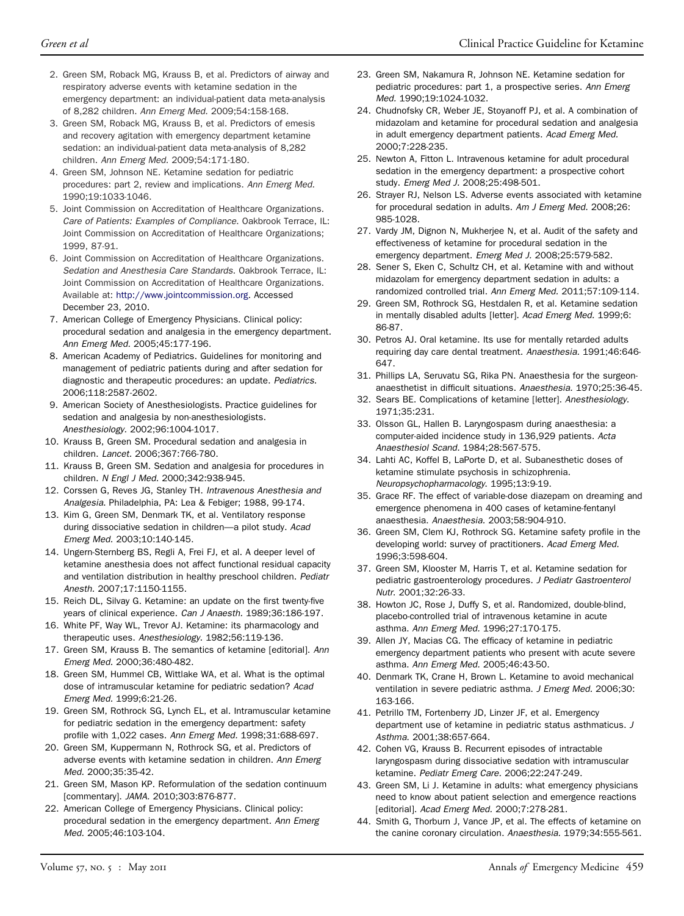2. Green SM, Roback MG, Krauss B, et al. Predictors of airway and respiratory adverse events with ketamine sedation in the emergency department: an individual-patient data meta-analysis of 8,282 children. *Ann Emerg Med.* 2009;54:158-168.
3. Green SM, Roback MG, Krauss B, et al. Predictors of emesis and recovery agitation with emergency department ketamine sedation: an individual-patient data meta-analysis of 8,282 children. *Ann Emerg Med.* 2009;54:171-180.
4. Green SM, Johnson NE. Ketamine sedation for pediatric procedures: part 2, review and implications. *Ann Emerg Med.* 1990;19:1033-1046.
5. Joint Commission on Accreditation of Healthcare Organizations. *Care of Patients: Examples of Compliance.* Oakbrook Terrace, IL: Joint Commission on Accreditation of Healthcare Organizations; 1999, 87-91.
6. Joint Commission on Accreditation of Healthcare Organizations. *Sedation and Anesthesia Care Standards.* Oakbrook Terrace, IL: Joint Commission on Accreditation of Healthcare Organizations. Available at: http://www.jointcommission.org. Accessed December 23, 2010.
7. American College of Emergency Physicians. Clinical policy: procedural sedation and analgesia in the emergency department. *Ann Emerg Med.* 2005;45:177-196.
8. American Academy of Pediatrics. Guidelines for monitoring and management of pediatric patients during and after sedation for diagnostic and therapeutic procedures: an update. *Pediatrics.* 2006;118:2587-2602.
9. American Society of Anesthesiologists. Practice guidelines for sedation and analgesia by non-anesthesiologists. *Anesthesiology.* 2002;96:1004-1017.
10. Krauss B, Green SM. Procedural sedation and analgesia in children. *Lancet.* 2006;367:766-780.
11. Krauss B, Green SM. Sedation and analgesia for procedures in children. *N Engl J Med.* 2000;342:938-945.
12. Corssen G, Reves JG, Stanley TH. *Intravenous Anesthesia and Analgesia.* Philadelphia, PA: Lea & Febiger; 1988, 99-174.
13. Kim G, Green SM, Denmark TK, et al. Ventilatory response during dissociative sedation in children—a pilot study. *Acad Emerg Med.* 2003;10:140-145.
14. Ungern-Sternberg BS, Regli A, Frei FJ, et al. A deeper level of ketamine anesthesia does not affect functional residual capacity and ventilation distribution in healthy preschool children. *Pediatr Anesth.* 2007;17:1150-1155.
15. Reich DL, Silvay G. Ketamine: an update on the first twenty-five years of clinical experience. *Can J Anaesth.* 1989;36:186-197.
16. White PF, Way WL, Trevor AJ. Ketamine: its pharmacology and therapeutic uses. *Anesthesiology.* 1982;56:119-136.
17. Green SM, Krauss B. The semantics of ketamine [editorial]. *Ann Emerg Med.* 2000;36:480-482.
18. Green SM, Hummel CB, Wittlake WA, et al. What is the optimal dose of intramuscular ketamine for pediatric sedation? *Acad Emerg Med.* 1999;6:21-26.
19. Green SM, Rothrock SG, Lynch EL, et al. Intramuscular ketamine for pediatric sedation in the emergency department: safety profile with 1,022 cases. *Ann Emerg Med.* 1998;31:688-697.
20. Green SM, Kuppermann N, Rothrock SG, et al. Predictors of adverse events with ketamine sedation in children. *Ann Emerg Med.* 2000;35:35-42.
21. Green SM, Mason KP. Reformulation of the sedation continuum [commentary]. *JAMA.* 2010;303:876-877.
22. American College of Emergency Physicians. Clinical policy: procedural sedation in the emergency department. *Ann Emerg Med.* 2005;46:103-104.
23. Green SM, Nakamura R, Johnson NE. Ketamine sedation for pediatric procedures: part 1, a prospective series. *Ann Emerg Med.* 1990;19:1024-1032.
24. Chudnofsky CR, Weber JE, Stoyanoff PJ, et al. A combination of midazolam and ketamine for procedural sedation and analgesia in adult emergency department patients. *Acad Emerg Med.* 2000;7:228-235.
25. Newton A, Fitton L. Intravenous ketamine for adult procedural sedation in the emergency department: a prospective cohort study. *Emerg Med J.* 2008;25:498-501.
26. Strayer RJ, Nelson LS. Adverse events associated with ketamine for procedural sedation in adults. *Am J Emerg Med.* 2008;26:985-1028.
27. Vardy JM, Dignon N, Mukherjee N, et al. Audit of the safety and effectiveness of ketamine for procedural sedation in the emergency department. *Emerg Med J.* 2008;25:579-582.
28. Sener S, Eken C, Schultz CH, et al. Ketamine with and without midazolam for emergency department sedation in adults: a randomized controlled trial. *Ann Emerg Med.* 2011;57:109-114.
29. Green SM, Rothrock SG, Hestdalen R, et al. Ketamine sedation in mentally disabled adults [letter]. *Acad Emerg Med.* 1999;6:86-87.
30. Petros AJ. Oral ketamine. Its use for mentally retarded adults requiring day care dental treatment. *Anaesthesia.* 1991;46:646-647.
31. Phillips LA, Seruvatu SG, Rika PN. Anaesthesia for the surgeon-anaesthetist in difficult situations. *Anaesthesia.* 1970;25:36-45.
32. Sears BE. Complications of ketamine [letter]. *Anesthesiology.* 1971;35:231.
33. Olsson GL, Hallen B. Laryngospasm during anaesthesia: a computer-aided incidence study in 136,929 patients. *Acta Anaesthesiol Scand.* 1984;28:567-575.
34. Lahti AC, Koffel B, LaPorte D, et al. Subanesthetic doses of ketamine stimulate psychosis in schizophrenia. *Neuropsychopharmacology.* 1995;13:9-19.
35. Grace RF. The effect of variable-dose diazepam on dreaming and emergence phenomena in 400 cases of ketamine-fentanyl anaesthesia. *Anaesthesia.* 2003;58:904-910.
36. Green SM, Clem KJ, Rothrock SG. Ketamine safety profile in the developing world: survey of practitioners. *Acad Emerg Med.* 1996;3:598-604.
37. Green SM, Klooster M, Harris T, et al. Ketamine sedation for pediatric gastroenterology procedures. *J Pediatr Gastroenterol Nutr.* 2001;32:26-33.
38. Howton JC, Rose J, Duffy S, et al. Randomized, double-blind, placebo-controlled trial of intravenous ketamine in acute asthma. *Ann Emerg Med.* 1996;27:170-175.
39. Allen JY, Macias CG. The efficacy of ketamine in pediatric emergency department patients who present with acute severe asthma. *Ann Emerg Med.* 2005;46:43-50.
40. Denmark TK, Crane H, Brown L. Ketamine to avoid mechanical ventilation in severe pediatric asthma. *J Emerg Med.* 2006;30:163-166.
41. Petrillo TM, Fortenberry JD, Linzer JF, et al. Emergency department use of ketamine in pediatric status asthmaticus. *J Asthma.* 2001;38:657-664.
42. Cohen VG, Krauss B. Recurrent episodes of intractable laryngospasm during dissociative sedation with intramuscular ketamine. *Pediatr Emerg Care.* 2006;22:247-249.
43. Green SM, Li J. Ketamine in adults: what emergency physicians need to know about patient selection and emergence reactions [editorial]. *Acad Emerg Med.* 2000;7:278-281.
44. Smith G, Thorburn J, Vance JP, et al. The effects of ketamine on the canine coronary circulation. *Anaesthesia.* 1979;34:555-561.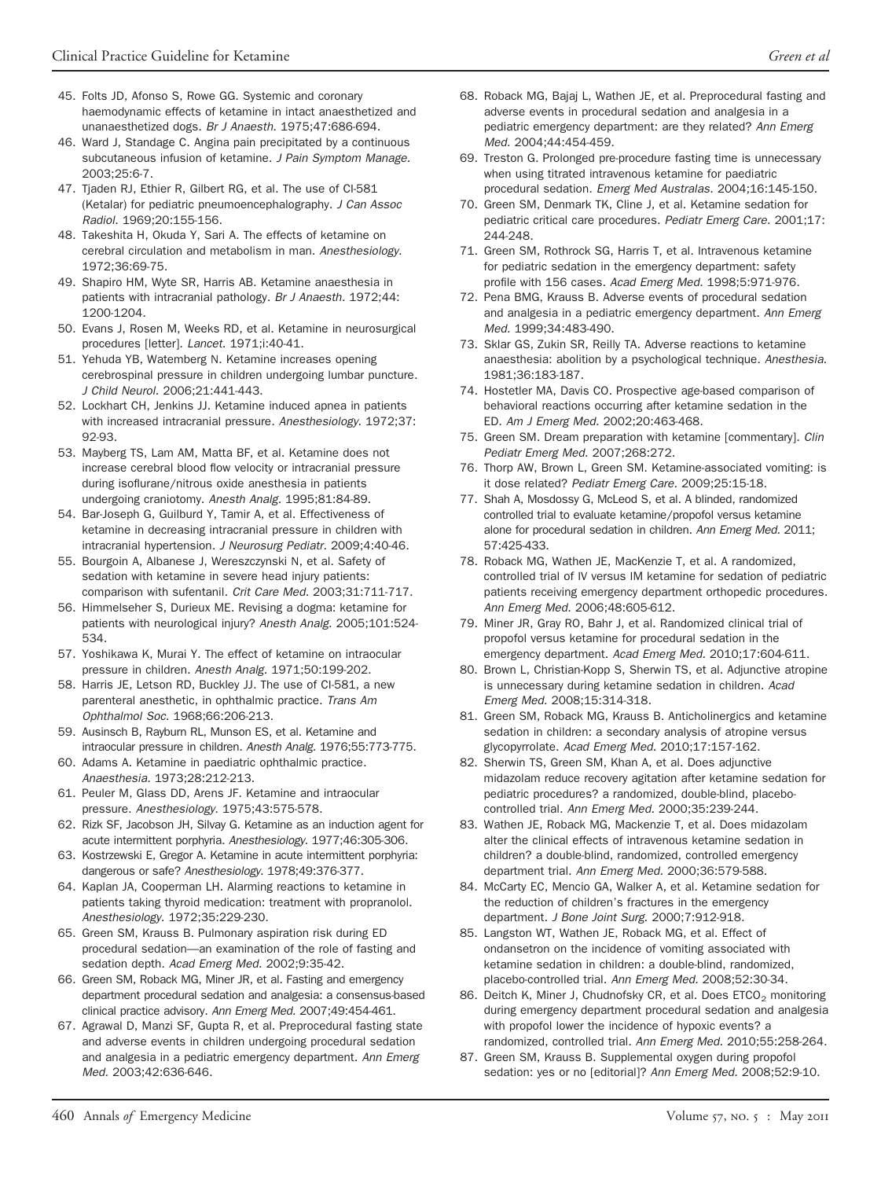45. Folts JD, Afonso S, Rowe GG. Systemic and coronary haemodynamic effects of ketamine in intact anaesthetized and unanaesthetized dogs. *Br J Anaesth.* 1975;47:686-694.
46. Ward J, Standage C. Angina pain precipitated by a continuous subcutaneous infusion of ketamine. *J Pain Symptom Manage.* 2003;25:6-7.
47. Tjaden RJ, Ethier R, Gilbert RG, et al. The use of CI-581 (Ketalar) for pediatric pneumoencephalography. *J Can Assoc Radiol.* 1969;20:155-156.
48. Takeshita H, Okuda Y, Sari A. The effects of ketamine on cerebral circulation and metabolism in man. *Anesthesiology.* 1972;36:69-75.
49. Shapiro HM, Wyte SR, Harris AB. Ketamine anaesthesia in patients with intracranial pathology. *Br J Anaesth.* 1972;44: 1200-1204.
50. Evans J, Rosen M, Weeks RD, et al. Ketamine in neurosurgical procedures [letter]. *Lancet.* 1971;i:40-41.
51. Yehuda YB, Watemberg N. Ketamine increases opening cerebrospinal pressure in children undergoing lumbar puncture. *J Child Neurol.* 2006;21:441-443.
52. Lockhart CH, Jenkins JJ. Ketamine induced apnea in patients with increased intracranial pressure. *Anesthesiology.* 1972;37: 92-93.
53. Mayberg TS, Lam AM, Matta BF, et al. Ketamine does not increase cerebral blood flow velocity or intracranial pressure during isoflurane/nitrous oxide anesthesia in patients undergoing craniotomy. *Anesth Analg.* 1995;81:84-89.
54. Bar-Joseph G, Guilburd Y, Tamir A, et al. Effectiveness of ketamine in decreasing intracranial pressure in children with intracranial hypertension. *J Neurosurg Pediatr.* 2009;4:40-46.
55. Bourgoin A, Albanese J, Wereszczynski N, et al. Safety of sedation with ketamine in severe head injury patients: comparison with sufentanil. *Crit Care Med.* 2003;31:711-717.
56. Himmelseher S, Durieux ME. Revising a dogma: ketamine for patients with neurological injury? *Anesth Analg.* 2005;101:524-534.
57. Yoshikawa K, Murai Y. The effect of ketamine on intraocular pressure in children. *Anesth Analg.* 1971;50:199-202.
58. Harris JE, Letson RD, Buckley JJ. The use of CI-581, a new parenteral anesthetic, in ophthalmic practice. *Trans Am Ophthalmol Soc.* 1968;66:206-213.
59. Ausinsch B, Rayburn RL, Munson ES, et al. Ketamine and intraocular pressure in children. *Anesth Analg.* 1976;55:773-775.
60. Adams A. Ketamine in paediatric ophthalmic practice. *Anaesthesia.* 1973;28:212-213.
61. Peuler M, Glass DD, Arens JF. Ketamine and intraocular pressure. *Anesthesiology.* 1975;43:575-578.
62. Rizk SF, Jacobson JH, Silvay G. Ketamine as an induction agent for acute intermittent porphyria. *Anesthesiology.* 1977;46:305-306.
63. Kostrzewski E, Gregor A. Ketamine in acute intermittent porphyria: dangerous or safe? *Anesthesiology.* 1978;49:376-377.
64. Kaplan JA, Cooperman LH. Alarming reactions to ketamine in patients taking thyroid medication: treatment with propranolol. *Anesthesiology.* 1972;35:229-230.
65. Green SM, Krauss B. Pulmonary aspiration risk during ED procedural sedation—an examination of the role of fasting and sedation depth. *Acad Emerg Med.* 2002;9:35-42.
66. Green SM, Roback MG, Miner JR, et al. Fasting and emergency department procedural sedation and analgesia: a consensus-based clinical practice advisory. *Ann Emerg Med.* 2007;49:454-461.
67. Agrawal D, Manzi SF, Gupta R, et al. Preprocedural fasting state and adverse events in children undergoing procedural sedation and analgesia in a pediatric emergency department. *Ann Emerg Med.* 2003;42:636-646.
68. Roback MG, Bajaj L, Wathen JE, et al. Preprocedural fasting and adverse events in procedural sedation and analgesia in a pediatric emergency department: are they related? *Ann Emerg Med.* 2004;44:454-459.
69. Treston G. Prolonged pre-procedure fasting time is unnecessary when using titrated intravenous ketamine for paediatric procedural sedation. *Emerg Med Australas.* 2004;16:145-150.
70. Green SM, Denmark TK, Cline J, et al. Ketamine sedation for pediatric critical care procedures. *Pediatr Emerg Care.* 2001;17: 244-248.
71. Green SM, Rothrock SG, Harris T, et al. Intravenous ketamine for pediatric sedation in the emergency department: safety profile with 156 cases. *Acad Emerg Med.* 1998;5:971-976.
72. Pena BMG, Krauss B. Adverse events of procedural sedation and analgesia in a pediatric emergency department. *Ann Emerg Med.* 1999;34:483-490.
73. Sklar GS, Zukin SR, Reilly TA. Adverse reactions to ketamine anaesthesia: abolition by a psychological technique. *Anesthesia.* 1981;36:183-187.
74. Hostetler MA, Davis CO. Prospective age-based comparison of behavioral reactions occurring after ketamine sedation in the ED. *Am J Emerg Med.* 2002;20:463-468.
75. Green SM. Dream preparation with ketamine [commentary]. *Clin Pediatr Emerg Med.* 2007;268:272.
76. Thorp AW, Brown L, Green SM. Ketamine-associated vomiting: is it dose related? *Pediatr Emerg Care.* 2009;25:15-18.
77. Shah A, Mosdossy G, McLeod S, et al. A blinded, randomized controlled trial to evaluate ketamine/propofol versus ketamine alone for procedural sedation in children. *Ann Emerg Med.* 2011; 57:425-433.
78. Roback MG, Wathen JE, MacKenzie T, et al. A randomized, controlled trial of IV versus IM ketamine for sedation of pediatric patients receiving emergency department orthopedic procedures. *Ann Emerg Med.* 2006;48:605-612.
79. Miner JR, Gray RO, Bahr J, et al. Randomized clinical trial of propofol versus ketamine for procedural sedation in the emergency department. *Acad Emerg Med.* 2010;17:604-611.
80. Brown L, Christian-Kopp S, Sherwin TS, et al. Adjunctive atropine is unnecessary during ketamine sedation in children. *Acad Emerg Med.* 2008;15:314-318.
81. Green SM, Roback MG, Krauss B. Anticholinergics and ketamine sedation in children: a secondary analysis of atropine versus glycopyrrolate. *Acad Emerg Med.* 2010;17:157-162.
82. Sherwin TS, Green SM, Khan A, et al. Does adjunctive midazolam reduce recovery agitation after ketamine sedation for pediatric procedures? a randomized, double-blind, placebo-controlled trial. *Ann Emerg Med.* 2000;35:239-244.
83. Wathen JE, Roback MG, Mackenzie T, et al. Does midazolam alter the clinical effects of intravenous ketamine sedation in children? a double-blind, randomized, controlled emergency department trial. *Ann Emerg Med.* 2000;36:579-588.
84. McCarty EC, Mencio GA, Walker A, et al. Ketamine sedation for the reduction of children's fractures in the emergency department. *J Bone Joint Surg.* 2000;7:912-918.
85. Langston WT, Wathen JE, Roback MG, et al. Effect of ondansetron on the incidence of vomiting associated with ketamine sedation in children: a double-blind, randomized, placebo-controlled trial. *Ann Emerg Med.* 2008;52:30-34.
86. Deitch K, Miner J, Chudnofsky CR, et al. Does $ETCO_2$ monitoring during emergency department procedural sedation and analgesia with propofol lower the incidence of hypoxic events? a randomized, controlled trial. *Ann Emerg Med.* 2010;55:258-264.
87. Green SM, Krauss B. Supplemental oxygen during propofol sedation: yes or no [editorial]? *Ann Emerg Med.* 2008;52:9-10.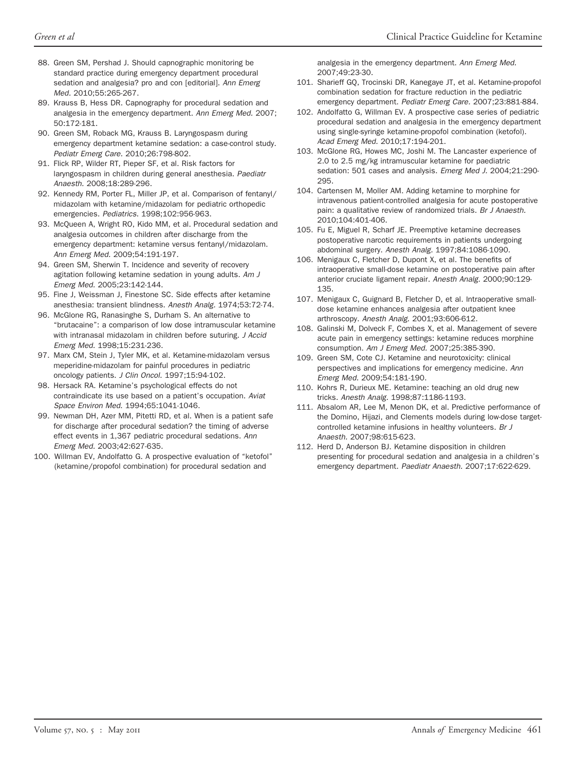88. Green SM, Pershad J. Should capnographic monitoring be standard practice during emergency department procedural sedation and analgesia? pro and con [editorial]. *Ann Emerg Med.* 2010;55:265-267.
89. Krauss B, Hess DR. Capnography for procedural sedation and analgesia in the emergency department. *Ann Emerg Med.* 2007; 50:172-181.
90. Green SM, Roback MG, Krauss B. Laryngospasm during emergency department ketamine sedation: a case-control study. *Pediatr Emerg Care.* 2010;26:798-802.
91. Flick RP, Wilder RT, Pieper SF, et al. Risk factors for laryngospasm in children during general anesthesia. *Paediatr Anaesth.* 2008;18:289-296.
92. Kennedy RM, Porter FL, Miller JP, et al. Comparison of fentanyl/ midazolam with ketamine/midazolam for pediatric orthopedic emergencies. *Pediatrics.* 1998;102:956-963.
93. McQueen A, Wright RO, Kido MM, et al. Procedural sedation and analgesia outcomes in children after discharge from the emergency department: ketamine versus fentanyl/midazolam. *Ann Emerg Med.* 2009;54:191-197.
94. Green SM, Sherwin T. Incidence and severity of recovery agitation following ketamine sedation in young adults. *Am J Emerg Med.* 2005;23:142-144.
95. Fine J, Weissman J, Finestone SC. Side effects after ketamine anesthesia: transient blindness. *Anesth Analg.* 1974;53:72-74.
96. McGlone RG, Ranasinghe S, Durham S. An alternative to "brutacaine": a comparison of low dose intramuscular ketamine with intranasal midazolam in children before suturing. *J Accid Emerg Med.* 1998;15:231-236.
97. Marx CM, Stein J, Tyler MK, et al. Ketamine-midazolam versus meperidine-midazolam for painful procedures in pediatric oncology patients. *J Clin Oncol.* 1997;15:94-102.
98. Hersack RA. Ketamine's psychological effects do not contraindicate its use based on a patient's occupation. *Aviat Space Environ Med.* 1994;65:1041-1046.
99. Newman DH, Azer MM, Pitetti RD, et al. When is a patient safe for discharge after procedural sedation? the timing of adverse effect events in 1,367 pediatric procedural sedations. *Ann Emerg Med.* 2003;42:627-635.
100. Willman EV, Andolfatto G. A prospective evaluation of "ketofol" (ketamine/propofol combination) for procedural sedation and analgesia in the emergency department. *Ann Emerg Med.* 2007;49:23-30.
101. Sharieff GQ, Trocinski DR, Kanegaye JT, et al. Ketamine-propofol combination sedation for fracture reduction in the pediatric emergency department. *Pediatr Emerg Care.* 2007;23:881-884.
102. Andolfatto G, Willman EV. A prospective case series of pediatric procedural sedation and analgesia in the emergency department using single-syringe ketamine-propofol combination (ketofol). *Acad Emerg Med.* 2010;17:194-201.
103. McGlone RG, Howes MC, Joshi M. The Lancaster experience of 2.0 to 2.5 mg/kg intramuscular ketamine for paediatric sedation: 501 cases and analysis. *Emerg Med J.* 2004;21:290-295.
104. Cartensen M, Moller AM. Adding ketamine to morphine for intravenous patient-controlled analgesia for acute postoperative pain: a qualitative review of randomized trials. *Br J Anaesth.* 2010;104:401-406.
105. Fu E, Miguel R, Scharf JE. Preemptive ketamine decreases postoperative narcotic requirements in patients undergoing abdominal surgery. *Anesth Analg.* 1997;84:1086-1090.
106. Menigaux C, Fletcher D, Dupont X, et al. The benefits of intraoperative small-dose ketamine on postoperative pain after anterior cruciate ligament repair. *Anesth Analg.* 2000;90:129-135.
107. Menigaux C, Guignard B, Fletcher D, et al. Intraoperative small-dose ketamine enhances analgesia after outpatient knee arthroscopy. *Anesth Analg.* 2001;93:606-612.
108. Galinski M, Dolveck F, Combes X, et al. Management of severe acute pain in emergency settings: ketamine reduces morphine consumption. *Am J Emerg Med.* 2007;25:385-390.
109. Green SM, Cote CJ. Ketamine and neurotoxicity: clinical perspectives and implications for emergency medicine. *Ann Emerg Med.* 2009;54:181-190.
110. Kohrs R, Durieux ME. Ketamine: teaching an old drug new tricks. *Anesth Analg.* 1998;87:1186-1193.
111. Absalom AR, Lee M, Menon DK, et al. Predictive performance of the Domino, Hijazi, and Clements models during low-dose target-controlled ketamine infusions in healthy volunteers. *Br J Anaesth.* 2007;98:615-623.
112. Herd D, Anderson BJ. Ketamine disposition in children presenting for procedural sedation and analgesia in a children's emergency department. *Paediatr Anaesth.* 2007;17:622-629.